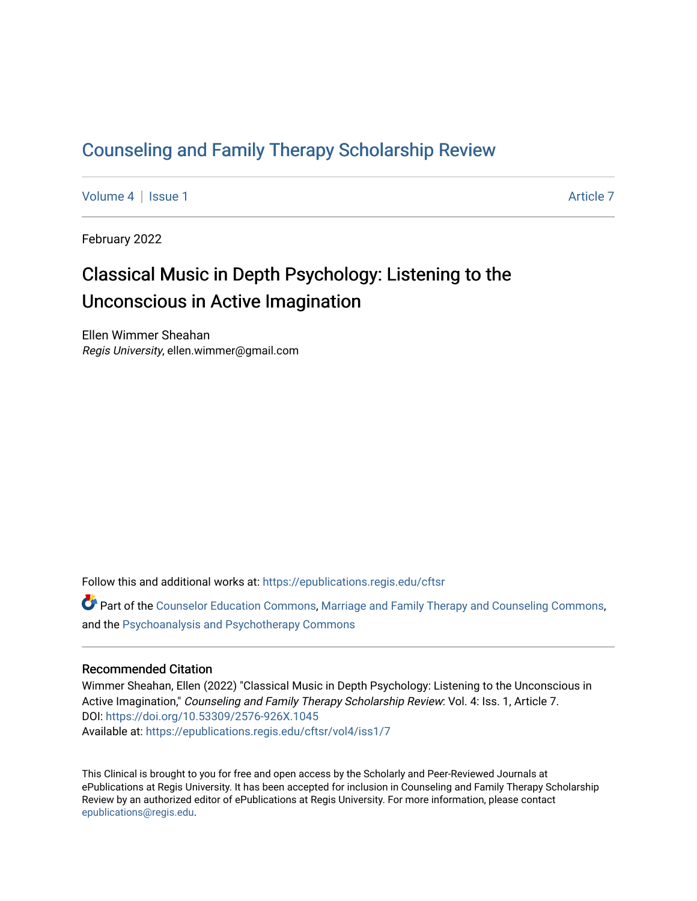# Counseling and Family Therapy Scholarship Review

Volume 4 | Issue 1 Article 7

February 2022

## Classical Music in Depth Psychology: Listening to the Unconscious in Active Imagination

Ellen Wimmer Sheahan
*Regis University*, ellen.wimmer@gmail.com

Follow this and additional works at: https://epublications.regis.edu/cftsr

Part of the Counselor Education Commons, Marriage and Family Therapy and Counseling Commons, and the Psychoanalysis and Psychotherapy Commons

### Recommended Citation

Wimmer Sheahan, Ellen (2022) "Classical Music in Depth Psychology: Listening to the Unconscious in Active Imagination," *Counseling and Family Therapy Scholarship Review*: Vol. 4: Iss. 1, Article 7.
DOI: https://doi.org/10.53309/2576-926X.1045
Available at: https://epublications.regis.edu/cftsr/vol4/iss1/7

This Clinical is brought to you for free and open access by the Scholarly and Peer-Reviewed Journals at ePublications at Regis University. It has been accepted for inclusion in Counseling and Family Therapy Scholarship Review by an authorized editor of ePublications at Regis University. For more information, please contact epublications@regis.edu.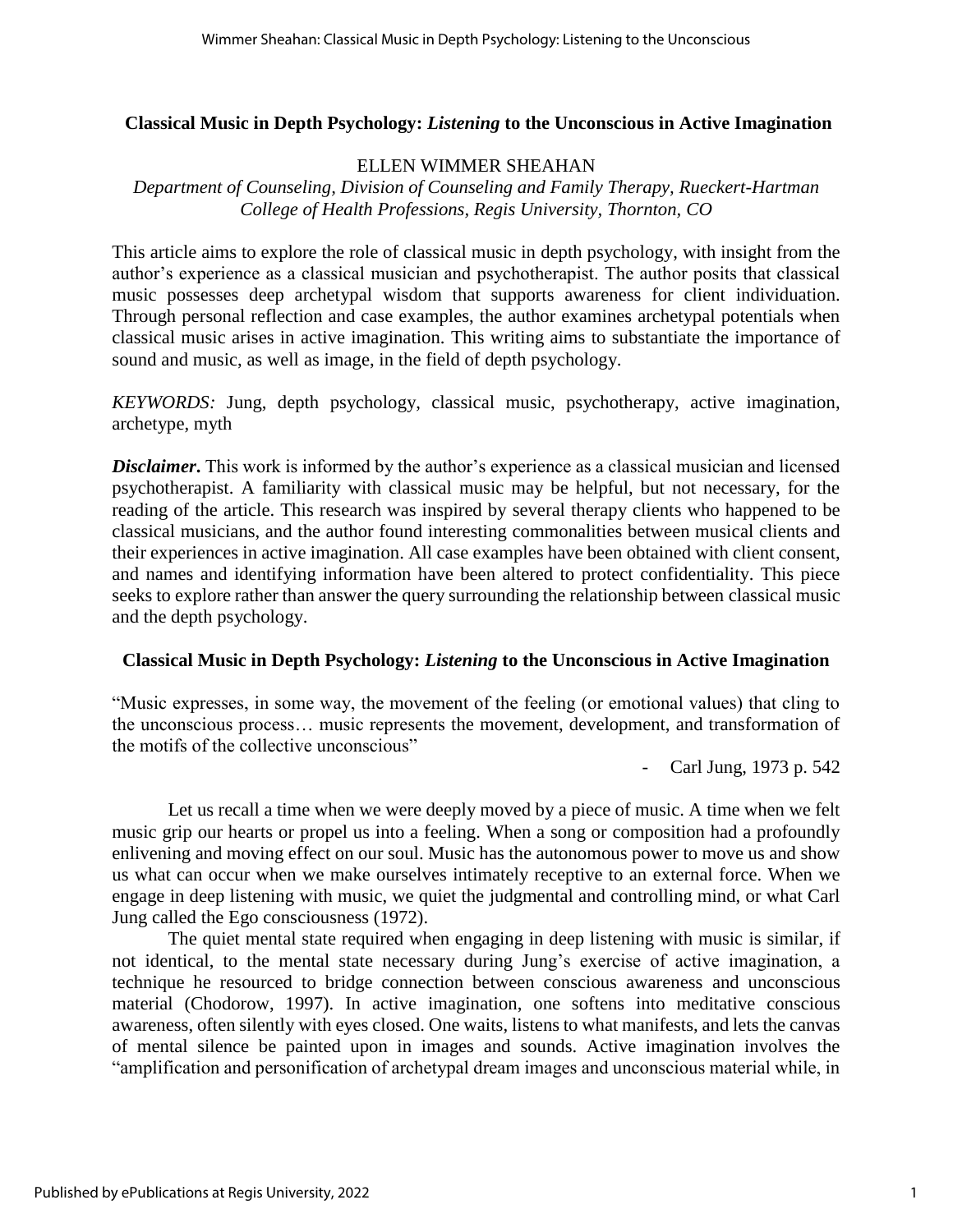**Classical Music in Depth Psychology: *Listening* to the Unconscious in Active Imagination**

ELLEN WIMMER SHEAHAN

*Department of Counseling, Division of Counseling and Family Therapy, Rueckert-Hartman College of Health Professions, Regis University, Thornton, CO*

This article aims to explore the role of classical music in depth psychology, with insight from the author's experience as a classical musician and psychotherapist. The author posits that classical music possesses deep archetypal wisdom that supports awareness for client individuation. Through personal reflection and case examples, the author examines archetypal potentials when classical music arises in active imagination. This writing aims to substantiate the importance of sound and music, as well as image, in the field of depth psychology.

*KEYWORDS:* Jung, depth psychology, classical music, psychotherapy, active imagination, archetype, myth

***Disclaimer.*** This work is informed by the author's experience as a classical musician and licensed psychotherapist. A familiarity with classical music may be helpful, but not necessary, for the reading of the article. This research was inspired by several therapy clients who happened to be classical musicians, and the author found interesting commonalities between musical clients and their experiences in active imagination. All case examples have been obtained with client consent, and names and identifying information have been altered to protect confidentiality. This piece seeks to explore rather than answer the query surrounding the relationship between classical music and the depth psychology.

## Classical Music in Depth Psychology: *Listening* to the Unconscious in Active Imagination

"Music expresses, in some way, the movement of the feeling (or emotional values) that cling to the unconscious process… music represents the movement, development, and transformation of the motifs of the collective unconscious"

- Carl Jung, 1973 p. 542

Let us recall a time when we were deeply moved by a piece of music. A time when we felt music grip our hearts or propel us into a feeling. When a song or composition had a profoundly enlivening and moving effect on our soul. Music has the autonomous power to move us and show us what can occur when we make ourselves intimately receptive to an external force. When we engage in deep listening with music, we quiet the judgmental and controlling mind, or what Carl Jung called the Ego consciousness (1972).

The quiet mental state required when engaging in deep listening with music is similar, if not identical, to the mental state necessary during Jung's exercise of active imagination, a technique he resourced to bridge connection between conscious awareness and unconscious material (Chodorow, 1997). In active imagination, one softens into meditative conscious awareness, often silently with eyes closed. One waits, listens to what manifests, and lets the canvas of mental silence be painted upon in images and sounds. Active imagination involves the "amplification and personification of archetypal dream images and unconscious material while, in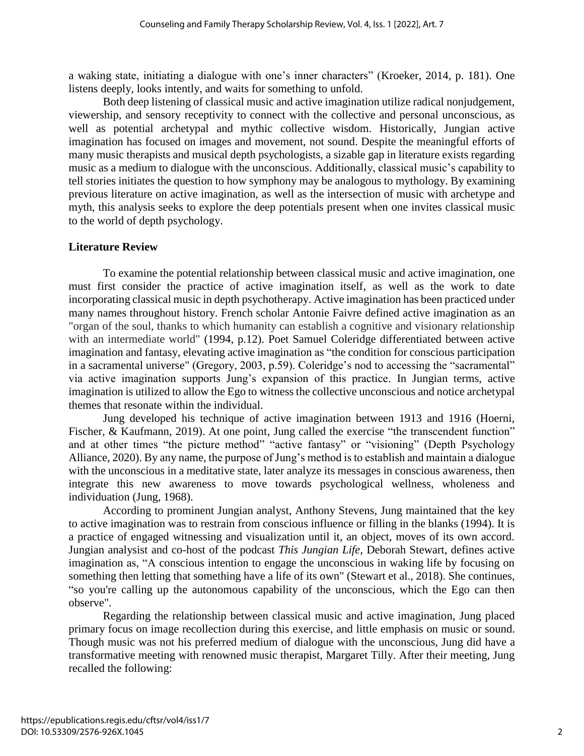a waking state, initiating a dialogue with one's inner characters" (Kroeker, 2014, p. 181). One listens deeply, looks intently, and waits for something to unfold.

Both deep listening of classical music and active imagination utilize radical nonjudgement, viewership, and sensory receptivity to connect with the collective and personal unconscious, as well as potential archetypal and mythic collective wisdom. Historically, Jungian active imagination has focused on images and movement, not sound. Despite the meaningful efforts of many music therapists and musical depth psychologists, a sizable gap in literature exists regarding music as a medium to dialogue with the unconscious. Additionally, classical music's capability to tell stories initiates the question to how symphony may be analogous to mythology. By examining previous literature on active imagination, as well as the intersection of music with archetype and myth, this analysis seeks to explore the deep potentials present when one invites classical music to the world of depth psychology.

## Literature Review

To examine the potential relationship between classical music and active imagination, one must first consider the practice of active imagination itself, as well as the work to date incorporating classical music in depth psychotherapy. Active imagination has been practiced under many names throughout history. French scholar Antonie Faivre defined active imagination as an "organ of the soul, thanks to which humanity can establish a cognitive and visionary relationship with an intermediate world" (1994, p.12). Poet Samuel Coleridge differentiated between active imagination and fantasy, elevating active imagination as "the condition for conscious participation in a sacramental universe" (Gregory, 2003, p.59). Coleridge's nod to accessing the "sacramental" via active imagination supports Jung's expansion of this practice. In Jungian terms, active imagination is utilized to allow the Ego to witness the collective unconscious and notice archetypal themes that resonate within the individual.

Jung developed his technique of active imagination between 1913 and 1916 (Hoerni, Fischer, & Kaufmann, 2019). At one point, Jung called the exercise "the transcendent function" and at other times "the picture method" "active fantasy" or "visioning" (Depth Psychology Alliance, 2020). By any name, the purpose of Jung's method is to establish and maintain a dialogue with the unconscious in a meditative state, later analyze its messages in conscious awareness, then integrate this new awareness to move towards psychological wellness, wholeness and individuation (Jung, 1968).

According to prominent Jungian analyst, Anthony Stevens, Jung maintained that the key to active imagination was to restrain from conscious influence or filling in the blanks (1994). It is a practice of engaged witnessing and visualization until it, an object, moves of its own accord. Jungian analyst and co-host of the podcast *This Jungian Life*, Deborah Stewart, defines active imagination as, "A conscious intention to engage the unconscious in waking life by focusing on something then letting that something have a life of its own" (Stewart et al., 2018). She continues, "so you're calling up the autonomous capability of the unconscious, which the Ego can then observe".

Regarding the relationship between classical music and active imagination, Jung placed primary focus on image recollection during this exercise, and little emphasis on music or sound. Though music was not his preferred medium of dialogue with the unconscious, Jung did have a transformative meeting with renowned music therapist, Margaret Tilly. After their meeting, Jung recalled the following: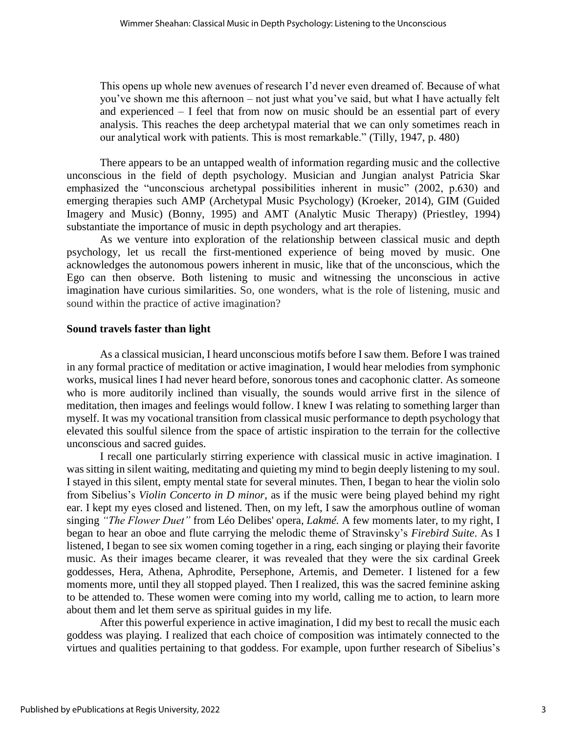This opens up whole new avenues of research I'd never even dreamed of. Because of what you've shown me this afternoon – not just what you've said, but what I have actually felt and experienced – I feel that from now on music should be an essential part of every analysis. This reaches the deep archetypal material that we can only sometimes reach in our analytical work with patients. This is most remarkable." (Tilly, 1947, p. 480)

There appears to be an untapped wealth of information regarding music and the collective unconscious in the field of depth psychology. Musician and Jungian analyst Patricia Skar emphasized the "unconscious archetypal possibilities inherent in music" (2002, p.630) and emerging therapies such AMP (Archetypal Music Psychology) (Kroeker, 2014), GIM (Guided Imagery and Music) (Bonny, 1995) and AMT (Analytic Music Therapy) (Priestley, 1994) substantiate the importance of music in depth psychology and art therapies.

As we venture into exploration of the relationship between classical music and depth psychology, let us recall the first-mentioned experience of being moved by music. One acknowledges the autonomous powers inherent in music, like that of the unconscious, which the Ego can then observe. Both listening to music and witnessing the unconscious in active imagination have curious similarities. So, one wonders, what is the role of listening, music and sound within the practice of active imagination?

**Sound travels faster than light**

As a classical musician, I heard unconscious motifs before I saw them. Before I was trained in any formal practice of meditation or active imagination, I would hear melodies from symphonic works, musical lines I had never heard before, sonorous tones and cacophonic clatter. As someone who is more auditorily inclined than visually, the sounds would arrive first in the silence of meditation, then images and feelings would follow. I knew I was relating to something larger than myself. It was my vocational transition from classical music performance to depth psychology that elevated this soulful silence from the space of artistic inspiration to the terrain for the collective unconscious and sacred guides.

I recall one particularly stirring experience with classical music in active imagination. I was sitting in silent waiting, meditating and quieting my mind to begin deeply listening to my soul. I stayed in this silent, empty mental state for several minutes. Then, I began to hear the violin solo from Sibelius's *Violin Concerto in D minor*, as if the music were being played behind my right ear. I kept my eyes closed and listened. Then, on my left, I saw the amorphous outline of woman singing *"The Flower Duet"* from Léo Delibes' opera, *Lakmé.* A few moments later, to my right, I began to hear an oboe and flute carrying the melodic theme of Stravinsky's *Firebird Suite*. As I listened, I began to see six women coming together in a ring, each singing or playing their favorite music. As their images became clearer, it was revealed that they were the six cardinal Greek goddesses, Hera, Athena, Aphrodite, Persephone, Artemis, and Demeter. I listened for a few moments more, until they all stopped played. Then I realized, this was the sacred feminine asking to be attended to. These women were coming into my world, calling me to action, to learn more about them and let them serve as spiritual guides in my life.

After this powerful experience in active imagination, I did my best to recall the music each goddess was playing. I realized that each choice of composition was intimately connected to the virtues and qualities pertaining to that goddess. For example, upon further research of Sibelius's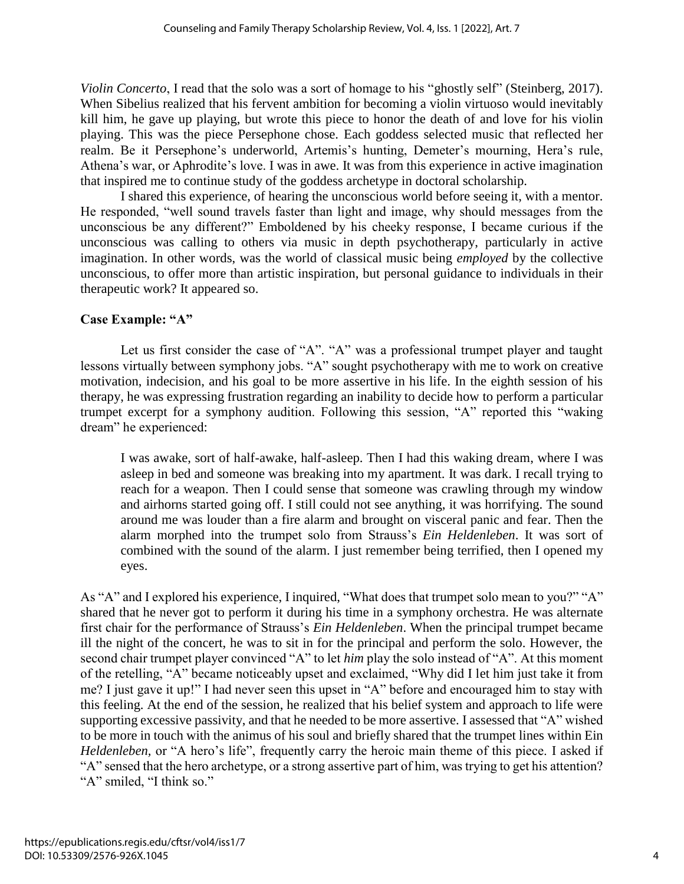*Violin Concerto*, I read that the solo was a sort of homage to his "ghostly self" (Steinberg, 2017). When Sibelius realized that his fervent ambition for becoming a violin virtuoso would inevitably kill him, he gave up playing, but wrote this piece to honor the death of and love for his violin playing. This was the piece Persephone chose. Each goddess selected music that reflected her realm. Be it Persephone's underworld, Artemis's hunting, Demeter's mourning, Hera's rule, Athena's war, or Aphrodite's love. I was in awe. It was from this experience in active imagination that inspired me to continue study of the goddess archetype in doctoral scholarship.

I shared this experience, of hearing the unconscious world before seeing it, with a mentor. He responded, "well sound travels faster than light and image, why should messages from the unconscious be any different?" Emboldened by his cheeky response, I became curious if the unconscious was calling to others via music in depth psychotherapy, particularly in active imagination. In other words, was the world of classical music being *employed* by the collective unconscious, to offer more than artistic inspiration, but personal guidance to individuals in their therapeutic work? It appeared so.

### Case Example: "A"

Let us first consider the case of "A". "A" was a professional trumpet player and taught lessons virtually between symphony jobs. "A" sought psychotherapy with me to work on creative motivation, indecision, and his goal to be more assertive in his life. In the eighth session of his therapy, he was expressing frustration regarding an inability to decide how to perform a particular trumpet excerpt for a symphony audition. Following this session, "A" reported this "waking dream" he experienced:

> I was awake, sort of half-awake, half-asleep. Then I had this waking dream, where I was asleep in bed and someone was breaking into my apartment. It was dark. I recall trying to reach for a weapon. Then I could sense that someone was crawling through my window and airhorns started going off. I still could not see anything, it was horrifying. The sound around me was louder than a fire alarm and brought on visceral panic and fear. Then the alarm morphed into the trumpet solo from Strauss's *Ein Heldenleben*. It was sort of combined with the sound of the alarm. I just remember being terrified, then I opened my eyes.

As "A" and I explored his experience, I inquired, "What does that trumpet solo mean to you?" "A" shared that he never got to perform it during his time in a symphony orchestra. He was alternate first chair for the performance of Strauss's *Ein Heldenleben*. When the principal trumpet became ill the night of the concert, he was to sit in for the principal and perform the solo. However, the second chair trumpet player convinced "A" to let *him* play the solo instead of "A". At this moment of the retelling, "A" became noticeably upset and exclaimed, "Why did I let him just take it from me? I just gave it up!" I had never seen this upset in "A" before and encouraged him to stay with this feeling. At the end of the session, he realized that his belief system and approach to life were supporting excessive passivity, and that he needed to be more assertive. I assessed that "A" wished to be more in touch with the animus of his soul and briefly shared that the trumpet lines within Ein *Heldenleben,* or "A hero's life", frequently carry the heroic main theme of this piece. I asked if "A" sensed that the hero archetype, or a strong assertive part of him, was trying to get his attention? "A" smiled, "I think so."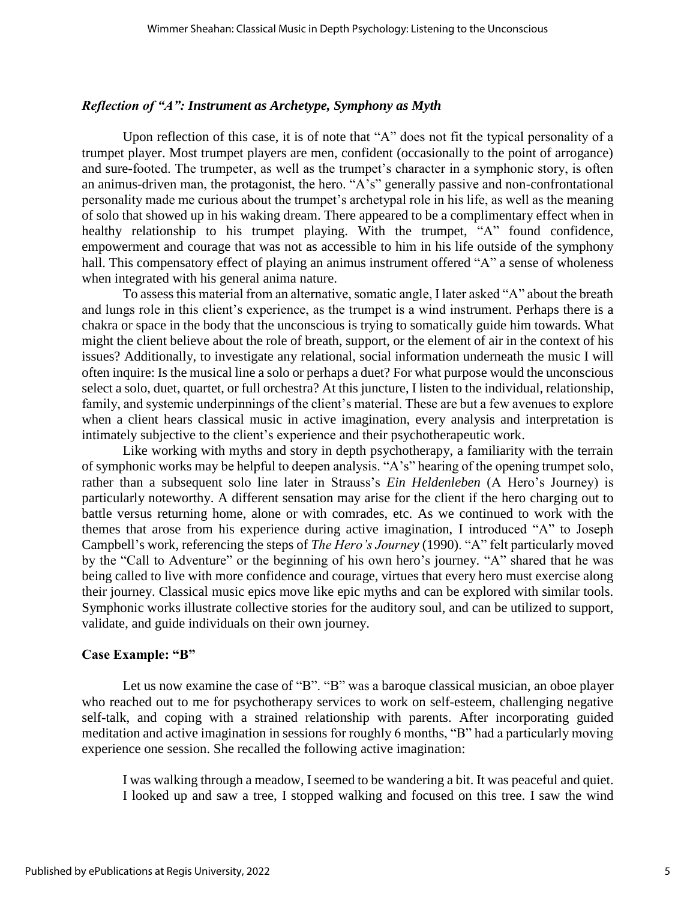### *Reflection of "A": Instrument as Archetype, Symphony as Myth*

Upon reflection of this case, it is of note that "A" does not fit the typical personality of a trumpet player. Most trumpet players are men, confident (occasionally to the point of arrogance) and sure-footed. The trumpeter, as well as the trumpet's character in a symphonic story, is often an animus-driven man, the protagonist, the hero. "A's" generally passive and non-confrontational personality made me curious about the trumpet's archetypal role in his life, as well as the meaning of solo that showed up in his waking dream. There appeared to be a complimentary effect when in healthy relationship to his trumpet playing. With the trumpet, "A" found confidence, empowerment and courage that was not as accessible to him in his life outside of the symphony hall. This compensatory effect of playing an animus instrument offered "A" a sense of wholeness when integrated with his general anima nature.

To assess this material from an alternative, somatic angle, I later asked "A" about the breath and lungs role in this client's experience, as the trumpet is a wind instrument. Perhaps there is a chakra or space in the body that the unconscious is trying to somatically guide him towards. What might the client believe about the role of breath, support, or the element of air in the context of his issues? Additionally, to investigate any relational, social information underneath the music I will often inquire: Is the musical line a solo or perhaps a duet? For what purpose would the unconscious select a solo, duet, quartet, or full orchestra? At this juncture, I listen to the individual, relationship, family, and systemic underpinnings of the client's material. These are but a few avenues to explore when a client hears classical music in active imagination, every analysis and interpretation is intimately subjective to the client's experience and their psychotherapeutic work.

Like working with myths and story in depth psychotherapy, a familiarity with the terrain of symphonic works may be helpful to deepen analysis. "A's" hearing of the opening trumpet solo, rather than a subsequent solo line later in Strauss's *Ein Heldenleben* (A Hero's Journey) is particularly noteworthy. A different sensation may arise for the client if the hero charging out to battle versus returning home, alone or with comrades, etc. As we continued to work with the themes that arose from his experience during active imagination, I introduced "A" to Joseph Campbell's work, referencing the steps of *The Hero's Journey* (1990). "A" felt particularly moved by the "Call to Adventure" or the beginning of his own hero's journey. "A" shared that he was being called to live with more confidence and courage, virtues that every hero must exercise along their journey. Classical music epics move like epic myths and can be explored with similar tools. Symphonic works illustrate collective stories for the auditory soul, and can be utilized to support, validate, and guide individuals on their own journey.

### **Case Example: "B"**

Let us now examine the case of "B". "B" was a baroque classical musician, an oboe player who reached out to me for psychotherapy services to work on self-esteem, challenging negative self-talk, and coping with a strained relationship with parents. After incorporating guided meditation and active imagination in sessions for roughly 6 months, "B" had a particularly moving experience one session. She recalled the following active imagination:

> I was walking through a meadow, I seemed to be wandering a bit. It was peaceful and quiet. I looked up and saw a tree, I stopped walking and focused on this tree. I saw the wind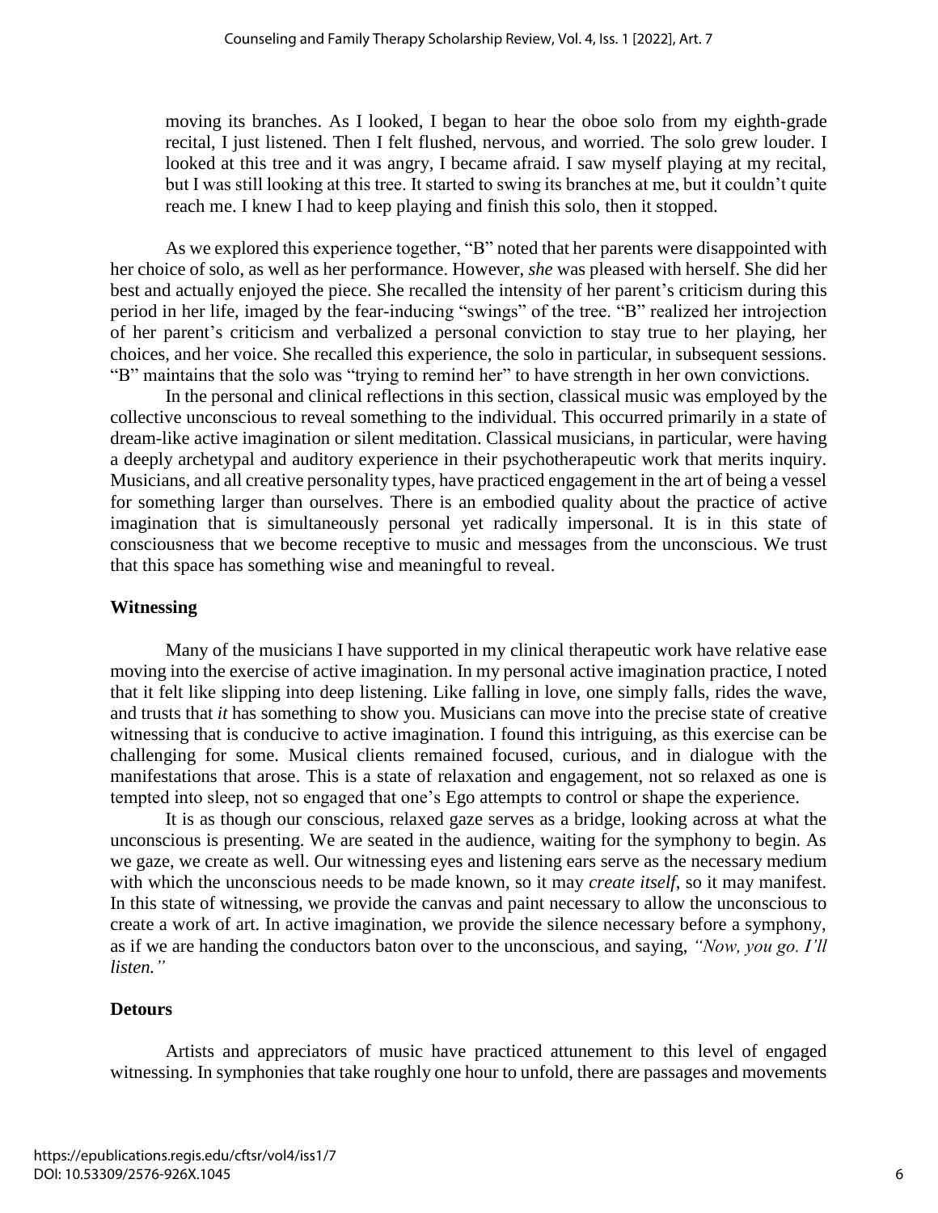moving its branches. As I looked, I began to hear the oboe solo from my eighth-grade recital, I just listened. Then I felt flushed, nervous, and worried. The solo grew louder. I looked at this tree and it was angry, I became afraid. I saw myself playing at my recital, but I was still looking at this tree. It started to swing its branches at me, but it couldn't quite reach me. I knew I had to keep playing and finish this solo, then it stopped.

As we explored this experience together, "B" noted that her parents were disappointed with her choice of solo, as well as her performance. However, *she* was pleased with herself. She did her best and actually enjoyed the piece. She recalled the intensity of her parent's criticism during this period in her life, imaged by the fear-inducing "swings" of the tree. "B" realized her introjection of her parent's criticism and verbalized a personal conviction to stay true to her playing, her choices, and her voice. She recalled this experience, the solo in particular, in subsequent sessions. "B" maintains that the solo was "trying to remind her" to have strength in her own convictions.

In the personal and clinical reflections in this section, classical music was employed by the collective unconscious to reveal something to the individual. This occurred primarily in a state of dream-like active imagination or silent meditation. Classical musicians, in particular, were having a deeply archetypal and auditory experience in their psychotherapeutic work that merits inquiry. Musicians, and all creative personality types, have practiced engagement in the art of being a vessel for something larger than ourselves. There is an embodied quality about the practice of active imagination that is simultaneously personal yet radically impersonal. It is in this state of consciousness that we become receptive to music and messages from the unconscious. We trust that this space has something wise and meaningful to reveal.

## Witnessing

Many of the musicians I have supported in my clinical therapeutic work have relative ease moving into the exercise of active imagination. In my personal active imagination practice, I noted that it felt like slipping into deep listening. Like falling in love, one simply falls, rides the wave, and trusts that *it* has something to show you. Musicians can move into the precise state of creative witnessing that is conducive to active imagination. I found this intriguing, as this exercise can be challenging for some. Musical clients remained focused, curious, and in dialogue with the manifestations that arose. This is a state of relaxation and engagement, not so relaxed as one is tempted into sleep, not so engaged that one's Ego attempts to control or shape the experience.

It is as though our conscious, relaxed gaze serves as a bridge, looking across at what the unconscious is presenting. We are seated in the audience, waiting for the symphony to begin. As we gaze, we create as well. Our witnessing eyes and listening ears serve as the necessary medium with which the unconscious needs to be made known, so it may *create itself*, so it may manifest. In this state of witnessing, we provide the canvas and paint necessary to allow the unconscious to create a work of art. In active imagination, we provide the silence necessary before a symphony, as if we are handing the conductors baton over to the unconscious, and saying, *"Now, you go. I'll listen."*

## Detours

Artists and appreciators of music have practiced attunement to this level of engaged witnessing. In symphonies that take roughly one hour to unfold, there are passages and movements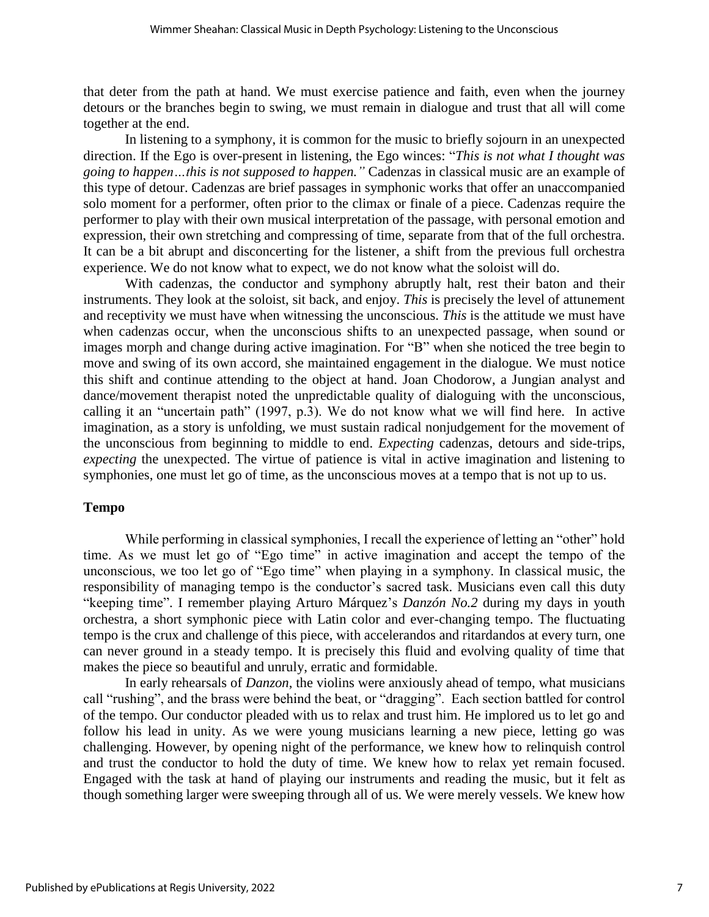that deter from the path at hand. We must exercise patience and faith, even when the journey detours or the branches begin to swing, we must remain in dialogue and trust that all will come together at the end.

In listening to a symphony, it is common for the music to briefly sojourn in an unexpected direction. If the Ego is over-present in listening, the Ego winces: "*This is not what I thought was going to happen…this is not supposed to happen."* Cadenzas in classical music are an example of this type of detour. Cadenzas are brief passages in symphonic works that offer an unaccompanied solo moment for a performer, often prior to the climax or finale of a piece. Cadenzas require the performer to play with their own musical interpretation of the passage, with personal emotion and expression, their own stretching and compressing of time, separate from that of the full orchestra. It can be a bit abrupt and disconcerting for the listener, a shift from the previous full orchestra experience. We do not know what to expect, we do not know what the soloist will do.

With cadenzas, the conductor and symphony abruptly halt, rest their baton and their instruments. They look at the soloist, sit back, and enjoy. *This* is precisely the level of attunement and receptivity we must have when witnessing the unconscious. *This* is the attitude we must have when cadenzas occur, when the unconscious shifts to an unexpected passage, when sound or images morph and change during active imagination. For "B" when she noticed the tree begin to move and swing of its own accord, she maintained engagement in the dialogue. We must notice this shift and continue attending to the object at hand. Joan Chodorow, a Jungian analyst and dance/movement therapist noted the unpredictable quality of dialoguing with the unconscious, calling it an "uncertain path" (1997, p.3). We do not know what we will find here. In active imagination, as a story is unfolding, we must sustain radical nonjudgement for the movement of the unconscious from beginning to middle to end. *Expecting* cadenzas, detours and side-trips, *expecting* the unexpected. The virtue of patience is vital in active imagination and listening to symphonies, one must let go of time, as the unconscious moves at a tempo that is not up to us.

## Tempo

While performing in classical symphonies, I recall the experience of letting an "other" hold time. As we must let go of "Ego time" in active imagination and accept the tempo of the unconscious, we too let go of "Ego time" when playing in a symphony. In classical music, the responsibility of managing tempo is the conductor's sacred task. Musicians even call this duty "keeping time". I remember playing Arturo Márquez's *Danzón No.2* during my days in youth orchestra, a short symphonic piece with Latin color and ever-changing tempo. The fluctuating tempo is the crux and challenge of this piece, with accelerandos and ritardandos at every turn, one can never ground in a steady tempo. It is precisely this fluid and evolving quality of time that makes the piece so beautiful and unruly, erratic and formidable.

In early rehearsals of *Danzon*, the violins were anxiously ahead of tempo, what musicians call "rushing", and the brass were behind the beat, or "dragging". Each section battled for control of the tempo. Our conductor pleaded with us to relax and trust him. He implored us to let go and follow his lead in unity. As we were young musicians learning a new piece, letting go was challenging. However, by opening night of the performance, we knew how to relinquish control and trust the conductor to hold the duty of time. We knew how to relax yet remain focused. Engaged with the task at hand of playing our instruments and reading the music, but it felt as though something larger were sweeping through all of us. We were merely vessels. We knew how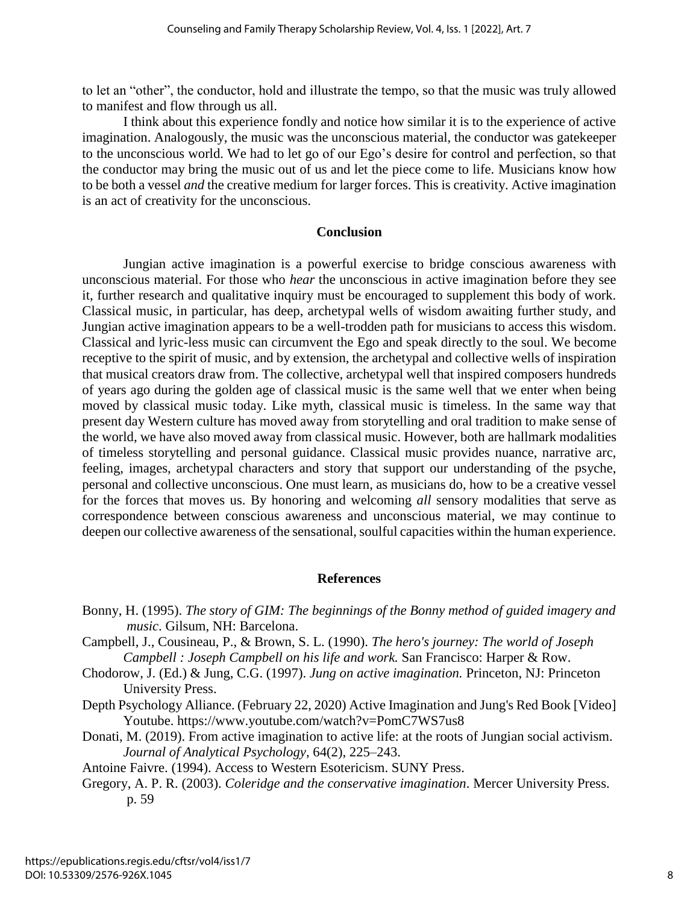to let an "other", the conductor, hold and illustrate the tempo, so that the music was truly allowed to manifest and flow through us all.

I think about this experience fondly and notice how similar it is to the experience of active imagination. Analogously, the music was the unconscious material, the conductor was gatekeeper to the unconscious world. We had to let go of our Ego's desire for control and perfection, so that the conductor may bring the music out of us and let the piece come to life. Musicians know how to be both a vessel *and* the creative medium for larger forces. This is creativity. Active imagination is an act of creativity for the unconscious.

## Conclusion

Jungian active imagination is a powerful exercise to bridge conscious awareness with unconscious material. For those who *hear* the unconscious in active imagination before they see it, further research and qualitative inquiry must be encouraged to supplement this body of work. Classical music, in particular, has deep, archetypal wells of wisdom awaiting further study, and Jungian active imagination appears to be a well-trodden path for musicians to access this wisdom. Classical and lyric-less music can circumvent the Ego and speak directly to the soul. We become receptive to the spirit of music, and by extension, the archetypal and collective wells of inspiration that musical creators draw from. The collective, archetypal well that inspired composers hundreds of years ago during the golden age of classical music is the same well that we enter when being moved by classical music today. Like myth, classical music is timeless. In the same way that present day Western culture has moved away from storytelling and oral tradition to make sense of the world, we have also moved away from classical music. However, both are hallmark modalities of timeless storytelling and personal guidance. Classical music provides nuance, narrative arc, feeling, images, archetypal characters and story that support our understanding of the psyche, personal and collective unconscious. One must learn, as musicians do, how to be a creative vessel for the forces that moves us. By honoring and welcoming *all* sensory modalities that serve as correspondence between conscious awareness and unconscious material, we may continue to deepen our collective awareness of the sensational, soulful capacities within the human experience.

## References

Bonny, H. (1995). *The story of GIM: The beginnings of the Bonny method of guided imagery and music*. Gilsum, NH: Barcelona.

Campbell, J., Cousineau, P., & Brown, S. L. (1990). *The hero's journey: The world of Joseph Campbell : Joseph Campbell on his life and work.* San Francisco: Harper & Row.

Chodorow, J. (Ed.) & Jung, C.G. (1997). *Jung on active imagination.* Princeton, NJ: Princeton University Press.

Depth Psychology Alliance. (February 22, 2020) Active Imagination and Jung's Red Book [Video] Youtube. https://www.youtube.com/watch?v=PomC7WS7us8

Donati, M. (2019). From active imagination to active life: at the roots of Jungian social activism. *Journal of Analytical Psychology*, 64(2), 225–243.

Antoine Faivre. (1994). Access to Western Esotericism. SUNY Press.

Gregory, A. P. R. (2003). *Coleridge and the conservative imagination*. Mercer University Press. p. 59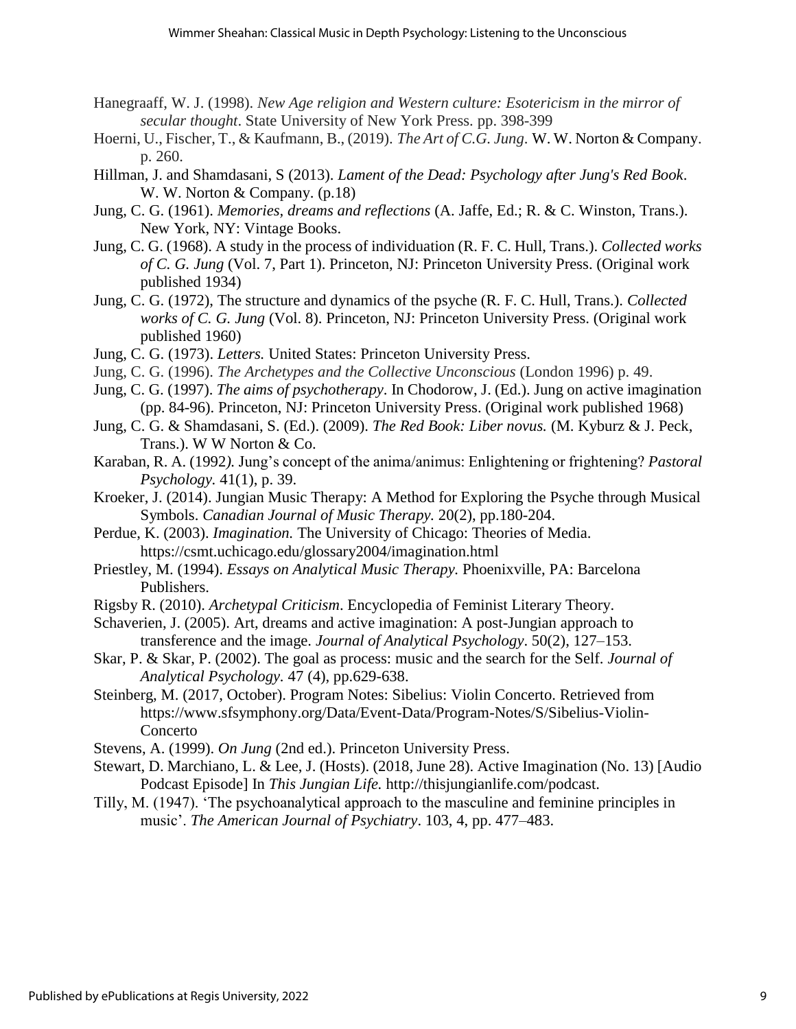Hanegraaff, W. J. (1998). *New Age religion and Western culture: Esotericism in the mirror of secular thought*. State University of New York Press. pp. 398-399

Hoerni, U., Fischer, T., & Kaufmann, B., (2019). *The Art of C.G. Jung*. W. W. Norton & Company. p. 260.

Hillman, J. and Shamdasani, S (2013). *Lament of the Dead: Psychology after Jung's Red Book*. W. W. Norton & Company. (p.18)

Jung, C. G. (1961). *Memories, dreams and reflections* (A. Jaffe, Ed.; R. & C. Winston, Trans.). New York, NY: Vintage Books.

Jung, C. G. (1968). A study in the process of individuation (R. F. C. Hull, Trans.). *Collected works of C. G. Jung* (Vol. 7, Part 1). Princeton, NJ: Princeton University Press. (Original work published 1934)

Jung, C. G. (1972), The structure and dynamics of the psyche (R. F. C. Hull, Trans.). *Collected works of C. G. Jung* (Vol. 8). Princeton, NJ: Princeton University Press. (Original work published 1960)

Jung, C. G. (1973). *Letters.* United States: Princeton University Press.

Jung, C. G. (1996). *The Archetypes and the Collective Unconscious* (London 1996) p. 49.

Jung, C. G. (1997). *The aims of psychotherapy*. In Chodorow, J. (Ed.). Jung on active imagination (pp. 84-96). Princeton, NJ: Princeton University Press. (Original work published 1968)

Jung, C. G. & Shamdasani, S. (Ed.). (2009). *The Red Book: Liber novus.* (M. Kyburz & J. Peck, Trans.). W W Norton & Co.

Karaban, R. A. (1992*).* Jung's concept of the anima/animus: Enlightening or frightening? *Pastoral Psychology.* 41(1), p. 39.

Kroeker, J. (2014). Jungian Music Therapy: A Method for Exploring the Psyche through Musical Symbols. *Canadian Journal of Music Therapy.* 20(2), pp.180-204.

Perdue, K. (2003). *Imagination.* The University of Chicago: Theories of Media. https://csmt.uchicago.edu/glossary2004/imagination.html

Priestley, M. (1994). *Essays on Analytical Music Therapy.* Phoenixville, PA: Barcelona Publishers.

Rigsby R. (2010). *Archetypal Criticism*. Encyclopedia of Feminist Literary Theory.

Schaverien, J. (2005). Art, dreams and active imagination: A post-Jungian approach to transference and the image. *Journal of Analytical Psychology*. 50(2), 127–153.

Skar, P. & Skar, P. (2002). The goal as process: music and the search for the Self. *Journal of Analytical Psychology.* 47 (4), pp.629-638.

Steinberg, M. (2017, October). Program Notes: Sibelius: Violin Concerto. Retrieved from https://www.sfsymphony.org/Data/Event-Data/Program-Notes/S/Sibelius-Violin-Concerto

Stevens, A. (1999). *On Jung* (2nd ed.). Princeton University Press.

Stewart, D. Marchiano, L. & Lee, J. (Hosts). (2018, June 28). Active Imagination (No. 13) [Audio Podcast Episode] In *This Jungian Life.* http://thisjungianlife.com/podcast.

Tilly, M. (1947). 'The psychoanalytical approach to the masculine and feminine principles in music'. *The American Journal of Psychiatry*. 103, 4, pp. 477–483.